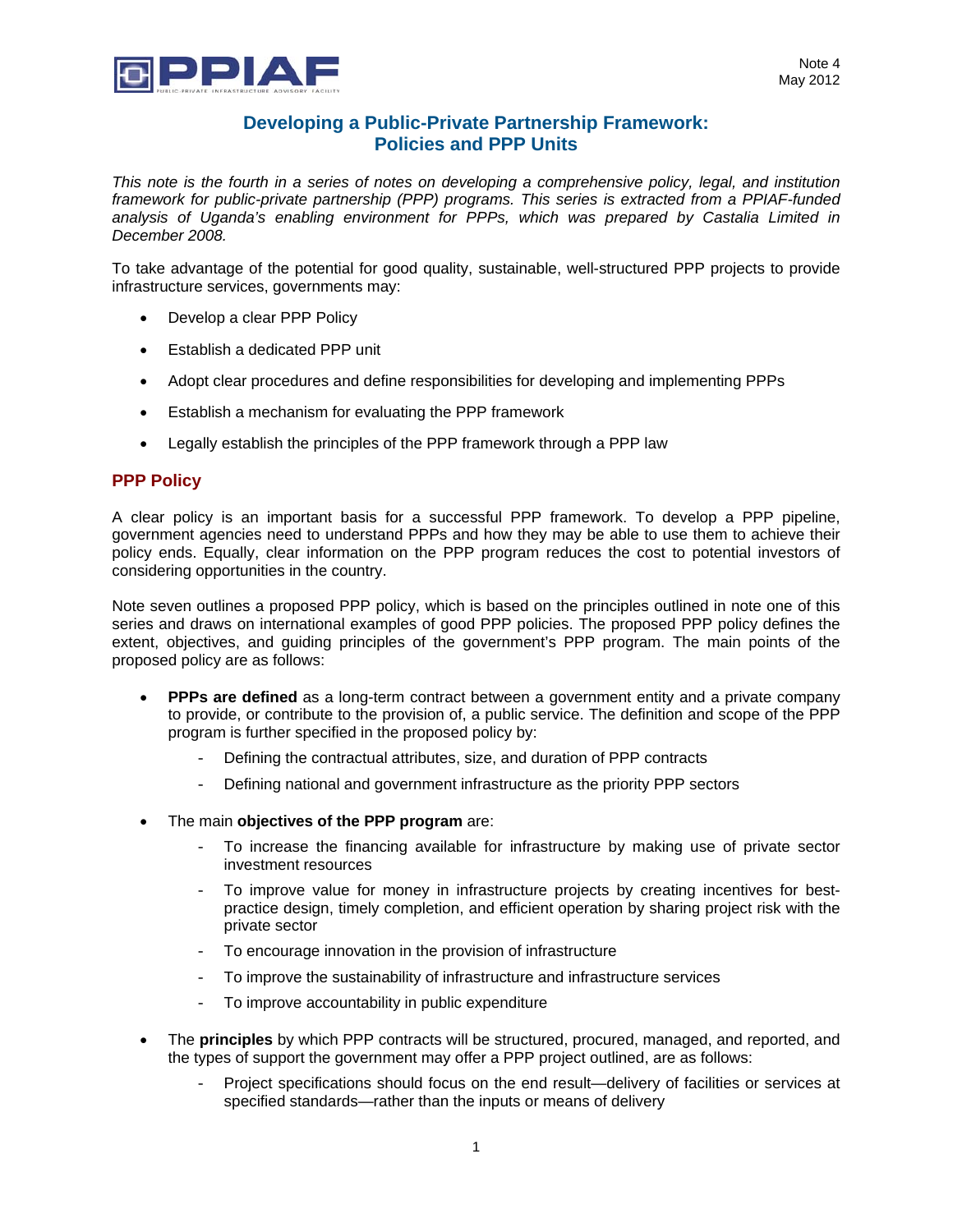PPIAF
PUBLIC-PRIVATE INFRASTRUCTURE ADVISORY FACILITY

Note 4
May 2012

# Developing a Public-Private Partnership Framework: Policies and PPP Units

*This note is the fourth in a series of notes on developing a comprehensive policy, legal, and institution framework for public-private partnership (PPP) programs. This series is extracted from a PPIAF-funded analysis of Uganda's enabling environment for PPPs, which was prepared by Castalia Limited in December 2008.*

To take advantage of the potential for good quality, sustainable, well-structured PPP projects to provide infrastructure services, governments may:

- Develop a clear PPP Policy
- Establish a dedicated PPP unit
- Adopt clear procedures and define responsibilities for developing and implementing PPPs
- Establish a mechanism for evaluating the PPP framework
- Legally establish the principles of the PPP framework through a PPP law

## PPP Policy

A clear policy is an important basis for a successful PPP framework. To develop a PPP pipeline, government agencies need to understand PPPs and how they may be able to use them to achieve their policy ends. Equally, clear information on the PPP program reduces the cost to potential investors of considering opportunities in the country.

Note seven outlines a proposed PPP policy, which is based on the principles outlined in note one of this series and draws on international examples of good PPP policies. The proposed PPP policy defines the extent, objectives, and guiding principles of the government's PPP program. The main points of the proposed policy are as follows:

- **PPPs are defined** as a long-term contract between a government entity and a private company to provide, or contribute to the provision of, a public service. The definition and scope of the PPP program is further specified in the proposed policy by:
  - Defining the contractual attributes, size, and duration of PPP contracts
  - Defining national and government infrastructure as the priority PPP sectors
- The main **objectives of the PPP program** are:
  - To increase the financing available for infrastructure by making use of private sector investment resources
  - To improve value for money in infrastructure projects by creating incentives for best-practice design, timely completion, and efficient operation by sharing project risk with the private sector
  - To encourage innovation in the provision of infrastructure
  - To improve the sustainability of infrastructure and infrastructure services
  - To improve accountability in public expenditure
- The **principles** by which PPP contracts will be structured, procured, managed, and reported, and the types of support the government may offer a PPP project outlined, are as follows:
  - Project specifications should focus on the end result—delivery of facilities or services at specified standards—rather than the inputs or means of delivery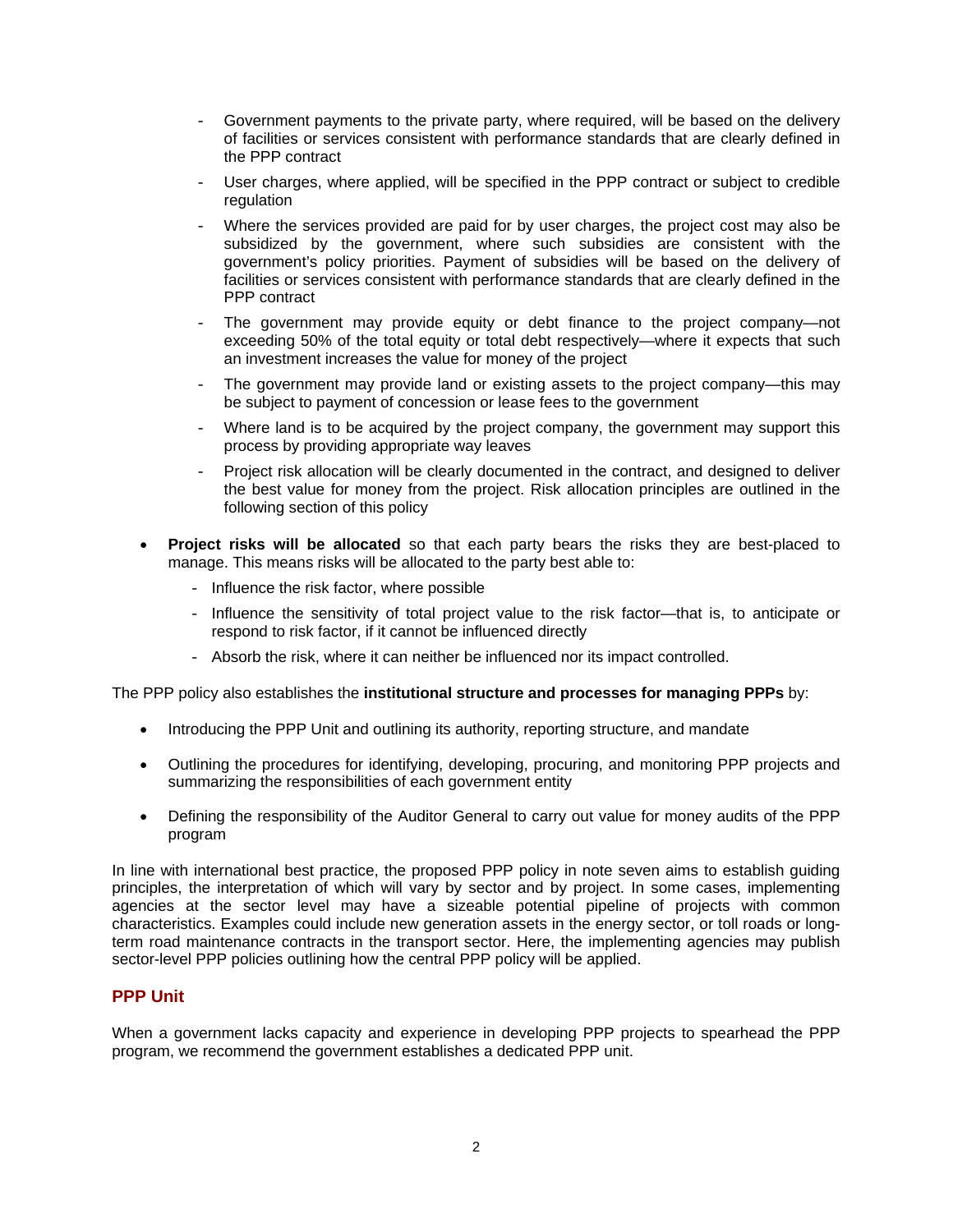- Government payments to the private party, where required, will be based on the delivery of facilities or services consistent with performance standards that are clearly defined in the PPP contract
  - User charges, where applied, will be specified in the PPP contract or subject to credible regulation
  - Where the services provided are paid for by user charges, the project cost may also be subsidized by the government, where such subsidies are consistent with the government's policy priorities. Payment of subsidies will be based on the delivery of facilities or services consistent with performance standards that are clearly defined in the PPP contract
  - The government may provide equity or debt finance to the project company—not exceeding 50% of the total equity or total debt respectively—where it expects that such an investment increases the value for money of the project
  - The government may provide land or existing assets to the project company—this may be subject to payment of concession or lease fees to the government
  - Where land is to be acquired by the project company, the government may support this process by providing appropriate way leaves
  - Project risk allocation will be clearly documented in the contract, and designed to deliver the best value for money from the project. Risk allocation principles are outlined in the following section of this policy

- **Project risks will be allocated** so that each party bears the risks they are best-placed to manage. This means risks will be allocated to the party best able to:
  - Influence the risk factor, where possible
  - Influence the sensitivity of total project value to the risk factor—that is, to anticipate or respond to risk factor, if it cannot be influenced directly
  - Absorb the risk, where it can neither be influenced nor its impact controlled.

The PPP policy also establishes the **institutional structure and processes for managing PPPs** by:

- Introducing the PPP Unit and outlining its authority, reporting structure, and mandate
- Outlining the procedures for identifying, developing, procuring, and monitoring PPP projects and summarizing the responsibilities of each government entity
- Defining the responsibility of the Auditor General to carry out value for money audits of the PPP program

In line with international best practice, the proposed PPP policy in note seven aims to establish guiding principles, the interpretation of which will vary by sector and by project. In some cases, implementing agencies at the sector level may have a sizeable potential pipeline of projects with common characteristics. Examples could include new generation assets in the energy sector, or toll roads or long-term road maintenance contracts in the transport sector. Here, the implementing agencies may publish sector-level PPP policies outlining how the central PPP policy will be applied.

## PPP Unit

When a government lacks capacity and experience in developing PPP projects to spearhead the PPP program, we recommend the government establishes a dedicated PPP unit.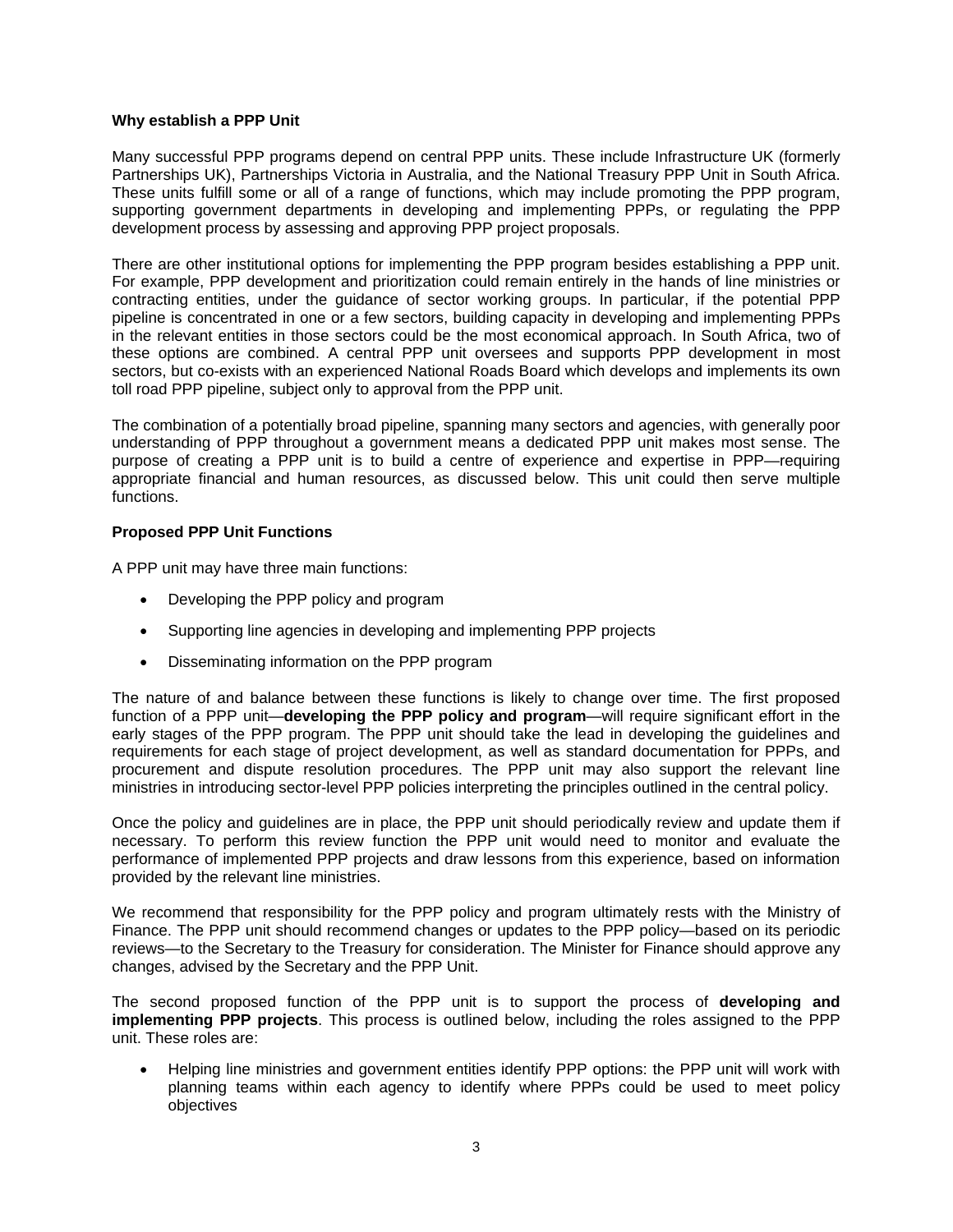**Why establish a PPP Unit**

Many successful PPP programs depend on central PPP units. These include Infrastructure UK (formerly Partnerships UK), Partnerships Victoria in Australia, and the National Treasury PPP Unit in South Africa. These units fulfill some or all of a range of functions, which may include promoting the PPP program, supporting government departments in developing and implementing PPPs, or regulating the PPP development process by assessing and approving PPP project proposals.

There are other institutional options for implementing the PPP program besides establishing a PPP unit. For example, PPP development and prioritization could remain entirely in the hands of line ministries or contracting entities, under the guidance of sector working groups. In particular, if the potential PPP pipeline is concentrated in one or a few sectors, building capacity in developing and implementing PPPs in the relevant entities in those sectors could be the most economical approach. In South Africa, two of these options are combined. A central PPP unit oversees and supports PPP development in most sectors, but co-exists with an experienced National Roads Board which develops and implements its own toll road PPP pipeline, subject only to approval from the PPP unit.

The combination of a potentially broad pipeline, spanning many sectors and agencies, with generally poor understanding of PPP throughout a government means a dedicated PPP unit makes most sense. The purpose of creating a PPP unit is to build a centre of experience and expertise in PPP—requiring appropriate financial and human resources, as discussed below. This unit could then serve multiple functions.

**Proposed PPP Unit Functions**

A PPP unit may have three main functions:

- Developing the PPP policy and program
- Supporting line agencies in developing and implementing PPP projects
- Disseminating information on the PPP program

The nature of and balance between these functions is likely to change over time. The first proposed function of a PPP unit—**developing the PPP policy and program**—will require significant effort in the early stages of the PPP program. The PPP unit should take the lead in developing the guidelines and requirements for each stage of project development, as well as standard documentation for PPPs, and procurement and dispute resolution procedures. The PPP unit may also support the relevant line ministries in introducing sector-level PPP policies interpreting the principles outlined in the central policy.

Once the policy and guidelines are in place, the PPP unit should periodically review and update them if necessary. To perform this review function the PPP unit would need to monitor and evaluate the performance of implemented PPP projects and draw lessons from this experience, based on information provided by the relevant line ministries.

We recommend that responsibility for the PPP policy and program ultimately rests with the Ministry of Finance. The PPP unit should recommend changes or updates to the PPP policy—based on its periodic reviews—to the Secretary to the Treasury for consideration. The Minister for Finance should approve any changes, advised by the Secretary and the PPP Unit.

The second proposed function of the PPP unit is to support the process of **developing and implementing PPP projects**. This process is outlined below, including the roles assigned to the PPP unit. These roles are:

- Helping line ministries and government entities identify PPP options: the PPP unit will work with planning teams within each agency to identify where PPPs could be used to meet policy objectives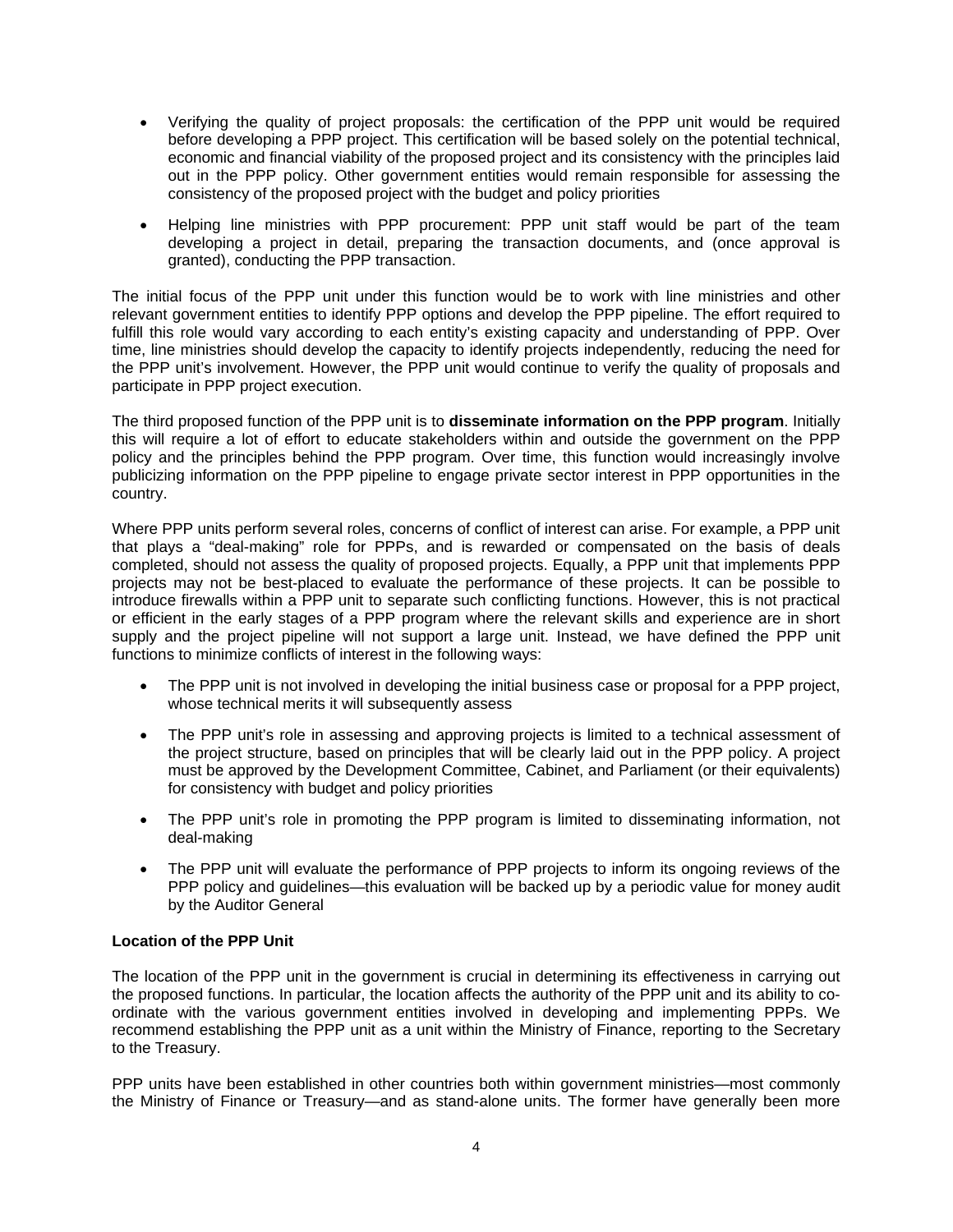- Verifying the quality of project proposals: the certification of the PPP unit would be required before developing a PPP project. This certification will be based solely on the potential technical, economic and financial viability of the proposed project and its consistency with the principles laid out in the PPP policy. Other government entities would remain responsible for assessing the consistency of the proposed project with the budget and policy priorities
- Helping line ministries with PPP procurement: PPP unit staff would be part of the team developing a project in detail, preparing the transaction documents, and (once approval is granted), conducting the PPP transaction.

The initial focus of the PPP unit under this function would be to work with line ministries and other relevant government entities to identify PPP options and develop the PPP pipeline. The effort required to fulfill this role would vary according to each entity's existing capacity and understanding of PPP. Over time, line ministries should develop the capacity to identify projects independently, reducing the need for the PPP unit's involvement. However, the PPP unit would continue to verify the quality of proposals and participate in PPP project execution.

The third proposed function of the PPP unit is to **disseminate information on the PPP program**. Initially this will require a lot of effort to educate stakeholders within and outside the government on the PPP policy and the principles behind the PPP program. Over time, this function would increasingly involve publicizing information on the PPP pipeline to engage private sector interest in PPP opportunities in the country.

Where PPP units perform several roles, concerns of conflict of interest can arise. For example, a PPP unit that plays a "deal-making" role for PPPs, and is rewarded or compensated on the basis of deals completed, should not assess the quality of proposed projects. Equally, a PPP unit that implements PPP projects may not be best-placed to evaluate the performance of these projects. It can be possible to introduce firewalls within a PPP unit to separate such conflicting functions. However, this is not practical or efficient in the early stages of a PPP program where the relevant skills and experience are in short supply and the project pipeline will not support a large unit. Instead, we have defined the PPP unit functions to minimize conflicts of interest in the following ways:

- The PPP unit is not involved in developing the initial business case or proposal for a PPP project, whose technical merits it will subsequently assess
- The PPP unit's role in assessing and approving projects is limited to a technical assessment of the project structure, based on principles that will be clearly laid out in the PPP policy. A project must be approved by the Development Committee, Cabinet, and Parliament (or their equivalents) for consistency with budget and policy priorities
- The PPP unit's role in promoting the PPP program is limited to disseminating information, not deal-making
- The PPP unit will evaluate the performance of PPP projects to inform its ongoing reviews of the PPP policy and guidelines—this evaluation will be backed up by a periodic value for money audit by the Auditor General

**Location of the PPP Unit**

The location of the PPP unit in the government is crucial in determining its effectiveness in carrying out the proposed functions. In particular, the location affects the authority of the PPP unit and its ability to co-ordinate with the various government entities involved in developing and implementing PPPs. We recommend establishing the PPP unit as a unit within the Ministry of Finance, reporting to the Secretary to the Treasury.

PPP units have been established in other countries both within government ministries—most commonly the Ministry of Finance or Treasury—and as stand-alone units. The former have generally been more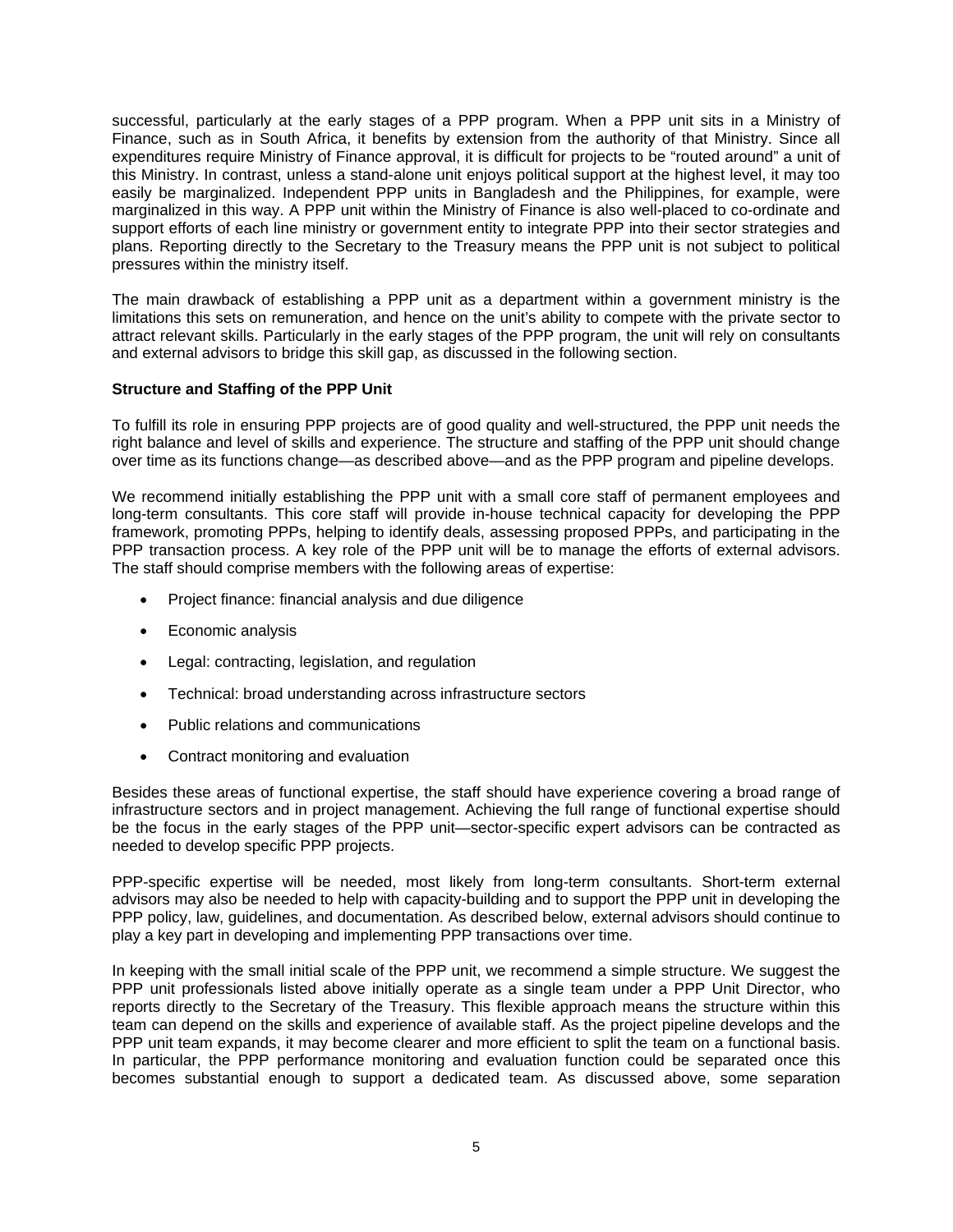successful, particularly at the early stages of a PPP program. When a PPP unit sits in a Ministry of Finance, such as in South Africa, it benefits by extension from the authority of that Ministry. Since all expenditures require Ministry of Finance approval, it is difficult for projects to be "routed around" a unit of this Ministry. In contrast, unless a stand-alone unit enjoys political support at the highest level, it may too easily be marginalized. Independent PPP units in Bangladesh and the Philippines, for example, were marginalized in this way. A PPP unit within the Ministry of Finance is also well-placed to co-ordinate and support efforts of each line ministry or government entity to integrate PPP into their sector strategies and plans. Reporting directly to the Secretary to the Treasury means the PPP unit is not subject to political pressures within the ministry itself.

The main drawback of establishing a PPP unit as a department within a government ministry is the limitations this sets on remuneration, and hence on the unit's ability to compete with the private sector to attract relevant skills. Particularly in the early stages of the PPP program, the unit will rely on consultants and external advisors to bridge this skill gap, as discussed in the following section.

**Structure and Staffing of the PPP Unit**

To fulfill its role in ensuring PPP projects are of good quality and well-structured, the PPP unit needs the right balance and level of skills and experience. The structure and staffing of the PPP unit should change over time as its functions change—as described above—and as the PPP program and pipeline develops.

We recommend initially establishing the PPP unit with a small core staff of permanent employees and long-term consultants. This core staff will provide in-house technical capacity for developing the PPP framework, promoting PPPs, helping to identify deals, assessing proposed PPPs, and participating in the PPP transaction process. A key role of the PPP unit will be to manage the efforts of external advisors. The staff should comprise members with the following areas of expertise:

- Project finance: financial analysis and due diligence
- Economic analysis
- Legal: contracting, legislation, and regulation
- Technical: broad understanding across infrastructure sectors
- Public relations and communications
- Contract monitoring and evaluation

Besides these areas of functional expertise, the staff should have experience covering a broad range of infrastructure sectors and in project management. Achieving the full range of functional expertise should be the focus in the early stages of the PPP unit—sector-specific expert advisors can be contracted as needed to develop specific PPP projects.

PPP-specific expertise will be needed, most likely from long-term consultants. Short-term external advisors may also be needed to help with capacity-building and to support the PPP unit in developing the PPP policy, law, guidelines, and documentation. As described below, external advisors should continue to play a key part in developing and implementing PPP transactions over time.

In keeping with the small initial scale of the PPP unit, we recommend a simple structure. We suggest the PPP unit professionals listed above initially operate as a single team under a PPP Unit Director, who reports directly to the Secretary of the Treasury. This flexible approach means the structure within this team can depend on the skills and experience of available staff. As the project pipeline develops and the PPP unit team expands, it may become clearer and more efficient to split the team on a functional basis. In particular, the PPP performance monitoring and evaluation function could be separated once this becomes substantial enough to support a dedicated team. As discussed above, some separation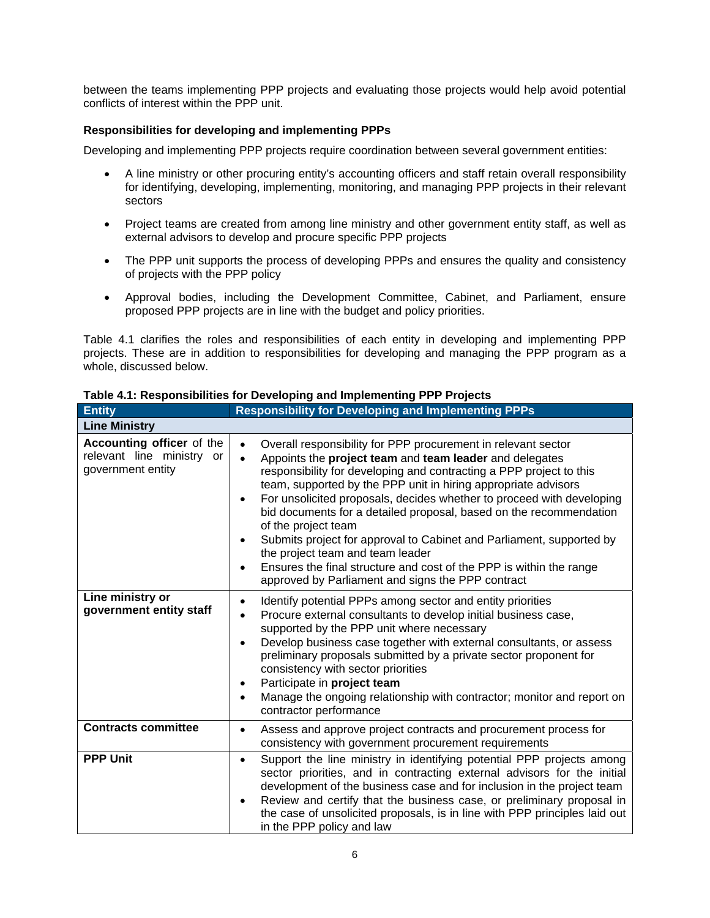between the teams implementing PPP projects and evaluating those projects would help avoid potential conflicts of interest within the PPP unit.

**Responsibilities for developing and implementing PPPs**

Developing and implementing PPP projects require coordination between several government entities:

- A line ministry or other procuring entity's accounting officers and staff retain overall responsibility for identifying, developing, implementing, monitoring, and managing PPP projects in their relevant sectors
- Project teams are created from among line ministry and other government entity staff, as well as external advisors to develop and procure specific PPP projects
- The PPP unit supports the process of developing PPPs and ensures the quality and consistency of projects with the PPP policy
- Approval bodies, including the Development Committee, Cabinet, and Parliament, ensure proposed PPP projects are in line with the budget and policy priorities.

Table 4.1 clarifies the roles and responsibilities of each entity in developing and implementing PPP projects. These are in addition to responsibilities for developing and managing the PPP program as a whole, discussed below.

**Table 4.1: Responsibilities for Developing and Implementing PPP Projects**

| Entity | Responsibility for Developing and Implementing PPPs |
|---|---|
| **Line Ministry** | |
| **Accounting officer** of the relevant line ministry or government entity | • Overall responsibility for PPP procurement in relevant sector<br>• Appoints the **project team** and **team leader** and delegates responsibility for developing and contracting a PPP project to this team, supported by the PPP unit in hiring appropriate advisors<br>• For unsolicited proposals, decides whether to proceed with developing bid documents for a detailed proposal, based on the recommendation of the project team<br>• Submits project for approval to Cabinet and Parliament, supported by the project team and team leader<br>• Ensures the final structure and cost of the PPP is within the range approved by Parliament and signs the PPP contract |
| **Line ministry or government entity staff** | • Identify potential PPPs among sector and entity priorities<br>• Procure external consultants to develop initial business case, supported by the PPP unit where necessary<br>• Develop business case together with external consultants, or assess preliminary proposals submitted by a private sector proponent for consistency with sector priorities<br>• Participate in **project team**<br>• Manage the ongoing relationship with contractor; monitor and report on contractor performance |
| **Contracts committee** | • Assess and approve project contracts and procurement process for consistency with government procurement requirements |
| **PPP Unit** | • Support the line ministry in identifying potential PPP projects among sector priorities, and in contracting external advisors for the initial development of the business case and for inclusion in the project team<br>• Review and certify that the business case, or preliminary proposal in the case of unsolicited proposals, is in line with PPP principles laid out in the PPP policy and law |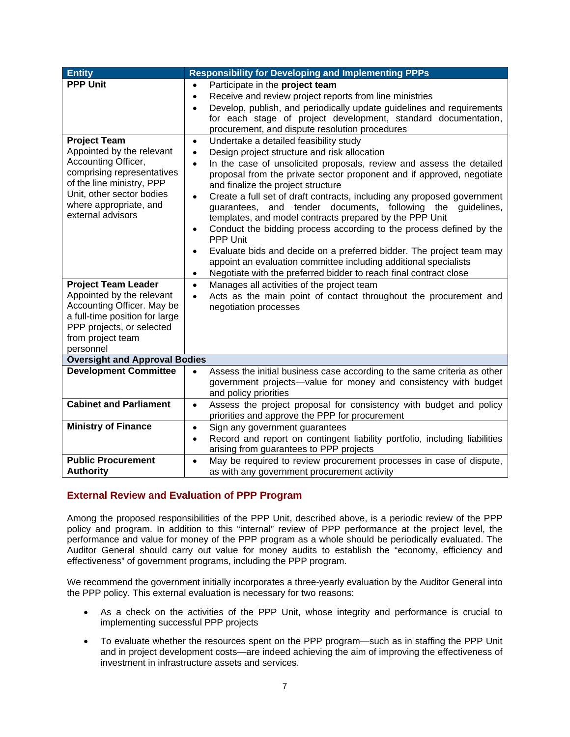| Entity | Responsibility for Developing and Implementing PPPs |
|---|---|
| **PPP Unit** | • Participate in the **project team**<br>• Receive and review project reports from line ministries<br>• Develop, publish, and periodically update guidelines and requirements for each stage of project development, standard documentation, procurement, and dispute resolution procedures |
| **Project Team**<br>Appointed by the relevant Accounting Officer, comprising representatives of the line ministry, PPP Unit, other sector bodies where appropriate, and external advisors | • Undertake a detailed feasibility study<br>• Design project structure and risk allocation<br>• In the case of unsolicited proposals, review and assess the detailed proposal from the private sector proponent and if approved, negotiate and finalize the project structure<br>• Create a full set of draft contracts, including any proposed government guarantees, and tender documents, following the guidelines, templates, and model contracts prepared by the PPP Unit<br>• Conduct the bidding process according to the process defined by the PPP Unit<br>• Evaluate bids and decide on a preferred bidder. The project team may appoint an evaluation committee including additional specialists<br>• Negotiate with the preferred bidder to reach final contract close |
| **Project Team Leader**<br>Appointed by the relevant Accounting Officer. May be a full-time position for large PPP projects, or selected from project team personnel | • Manages all activities of the project team<br>• Acts as the main point of contact throughout the procurement and negotiation processes |
| **Oversight and Approval Bodies** | |
| **Development Committee** | • Assess the initial business case according to the same criteria as other government projects—value for money and consistency with budget and policy priorities |
| **Cabinet and Parliament** | • Assess the project proposal for consistency with budget and policy priorities and approve the PPP for procurement |
| **Ministry of Finance** | • Sign any government guarantees<br>• Record and report on contingent liability portfolio, including liabilities arising from guarantees to PPP projects |
| **Public Procurement Authority** | • May be required to review procurement processes in case of dispute, as with any government procurement activity |

## External Review and Evaluation of PPP Program

Among the proposed responsibilities of the PPP Unit, described above, is a periodic review of the PPP policy and program. In addition to this "internal" review of PPP performance at the project level, the performance and value for money of the PPP program as a whole should be periodically evaluated. The Auditor General should carry out value for money audits to establish the "economy, efficiency and effectiveness" of government programs, including the PPP program.

We recommend the government initially incorporates a three-yearly evaluation by the Auditor General into the PPP policy. This external evaluation is necessary for two reasons:

- As a check on the activities of the PPP Unit, whose integrity and performance is crucial to implementing successful PPP projects
- To evaluate whether the resources spent on the PPP program—such as in staffing the PPP Unit and in project development costs—are indeed achieving the aim of improving the effectiveness of investment in infrastructure assets and services.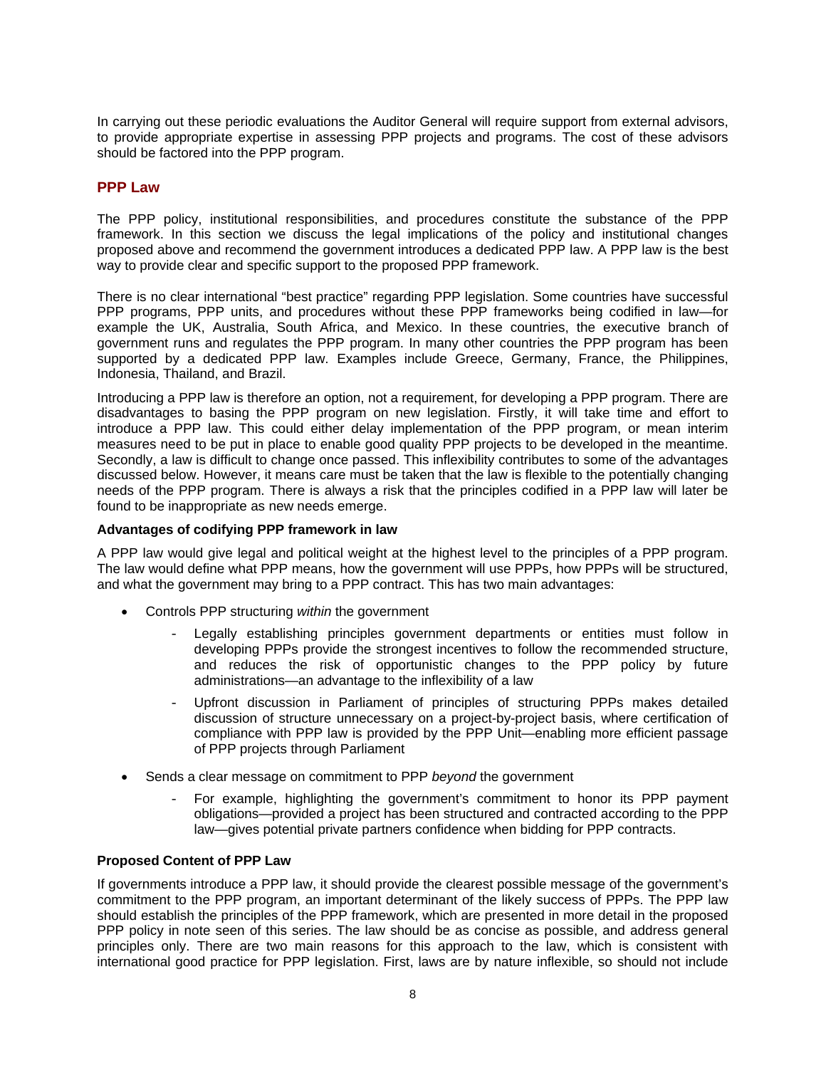In carrying out these periodic evaluations the Auditor General will require support from external advisors, to provide appropriate expertise in assessing PPP projects and programs. The cost of these advisors should be factored into the PPP program.

## PPP Law

The PPP policy, institutional responsibilities, and procedures constitute the substance of the PPP framework. In this section we discuss the legal implications of the policy and institutional changes proposed above and recommend the government introduces a dedicated PPP law. A PPP law is the best way to provide clear and specific support to the proposed PPP framework.

There is no clear international "best practice" regarding PPP legislation. Some countries have successful PPP programs, PPP units, and procedures without these PPP frameworks being codified in law—for example the UK, Australia, South Africa, and Mexico. In these countries, the executive branch of government runs and regulates the PPP program. In many other countries the PPP program has been supported by a dedicated PPP law. Examples include Greece, Germany, France, the Philippines, Indonesia, Thailand, and Brazil.

Introducing a PPP law is therefore an option, not a requirement, for developing a PPP program. There are disadvantages to basing the PPP program on new legislation. Firstly, it will take time and effort to introduce a PPP law. This could either delay implementation of the PPP program, or mean interim measures need to be put in place to enable good quality PPP projects to be developed in the meantime. Secondly, a law is difficult to change once passed. This inflexibility contributes to some of the advantages discussed below. However, it means care must be taken that the law is flexible to the potentially changing needs of the PPP program. There is always a risk that the principles codified in a PPP law will later be found to be inappropriate as new needs emerge.

**Advantages of codifying PPP framework in law**

A PPP law would give legal and political weight at the highest level to the principles of a PPP program. The law would define what PPP means, how the government will use PPPs, how PPPs will be structured, and what the government may bring to a PPP contract. This has two main advantages:

- Controls PPP structuring *within* the government
    - Legally establishing principles government departments or entities must follow in developing PPPs provide the strongest incentives to follow the recommended structure, and reduces the risk of opportunistic changes to the PPP policy by future administrations—an advantage to the inflexibility of a law
    - Upfront discussion in Parliament of principles of structuring PPPs makes detailed discussion of structure unnecessary on a project-by-project basis, where certification of compliance with PPP law is provided by the PPP Unit—enabling more efficient passage of PPP projects through Parliament
- Sends a clear message on commitment to PPP *beyond* the government
    - For example, highlighting the government's commitment to honor its PPP payment obligations—provided a project has been structured and contracted according to the PPP law—gives potential private partners confidence when bidding for PPP contracts.

**Proposed Content of PPP Law**

If governments introduce a PPP law, it should provide the clearest possible message of the government's commitment to the PPP program, an important determinant of the likely success of PPPs. The PPP law should establish the principles of the PPP framework, which are presented in more detail in the proposed PPP policy in note seen of this series. The law should be as concise as possible, and address general principles only. There are two main reasons for this approach to the law, which is consistent with international good practice for PPP legislation. First, laws are by nature inflexible, so should not include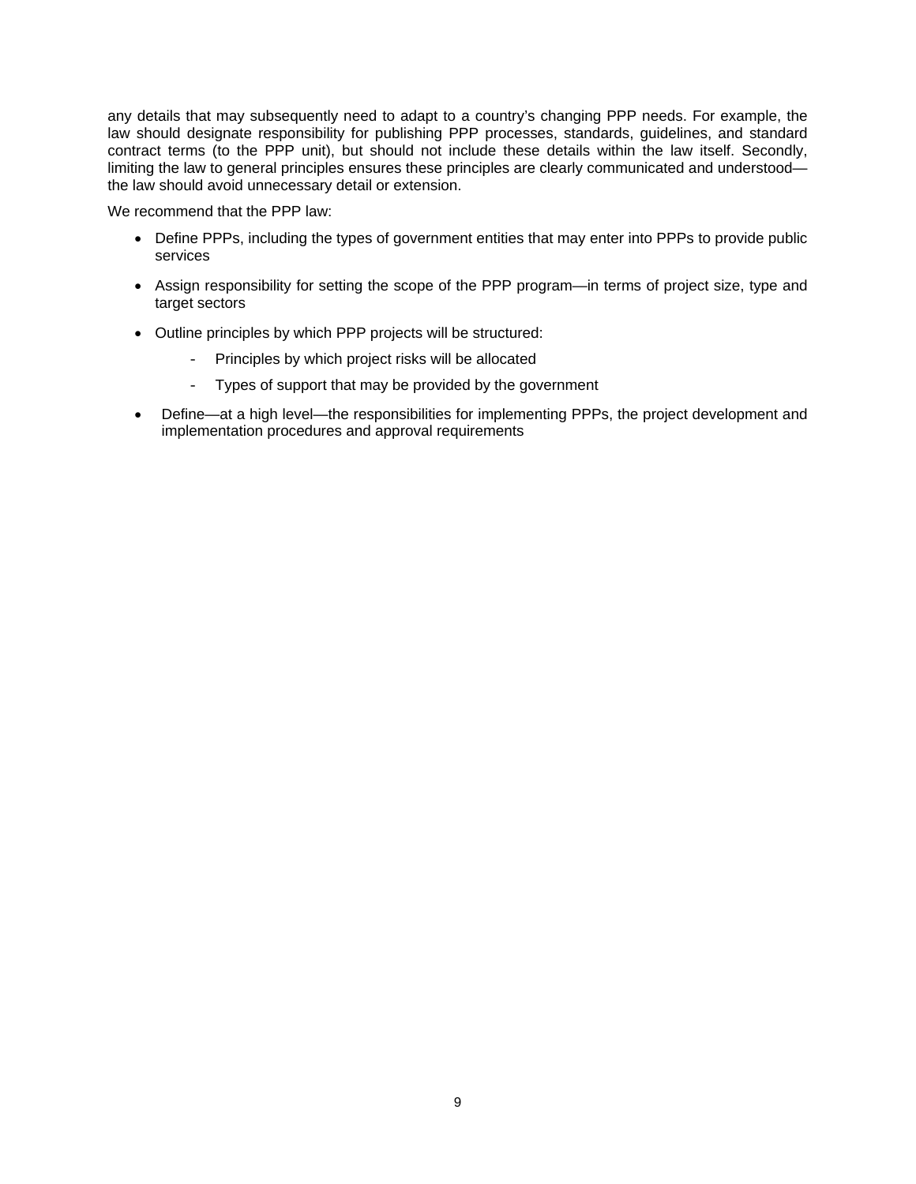any details that may subsequently need to adapt to a country's changing PPP needs. For example, the law should designate responsibility for publishing PPP processes, standards, guidelines, and standard contract terms (to the PPP unit), but should not include these details within the law itself. Secondly, limiting the law to general principles ensures these principles are clearly communicated and understood—the law should avoid unnecessary detail or extension.

We recommend that the PPP law:

- Define PPPs, including the types of government entities that may enter into PPPs to provide public services
- Assign responsibility for setting the scope of the PPP program—in terms of project size, type and target sectors
- Outline principles by which PPP projects will be structured:
  - Principles by which project risks will be allocated
  - Types of support that may be provided by the government
- Define—at a high level—the responsibilities for implementing PPPs, the project development and implementation procedures and approval requirements